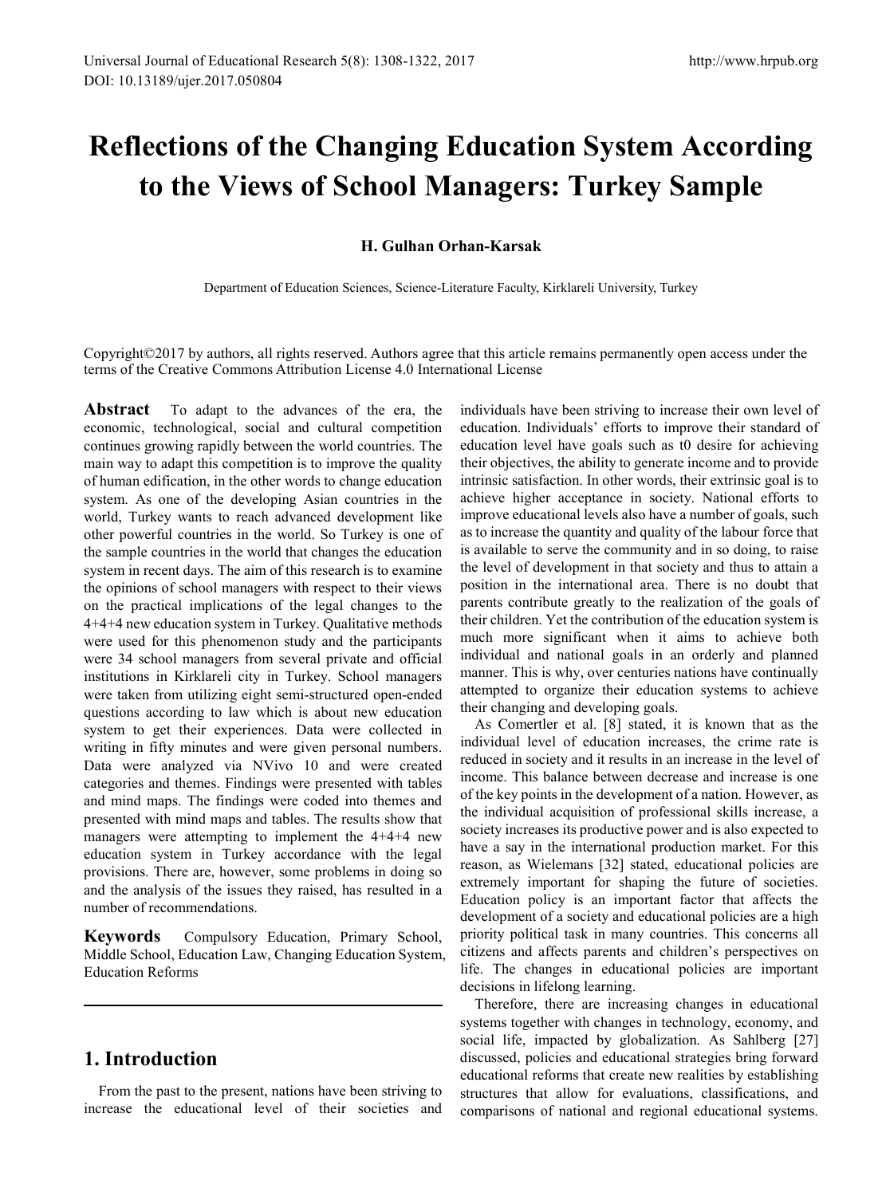# Reflections of the Changing Education System According to the Views of School Managers: Turkey Sample

**H. Gulhan Orhan-Karsak**

Department of Education Sciences, Science-Literature Faculty, Kirklareli University, Turkey

Copyright©2017 by authors, all rights reserved. Authors agree that this article remains permanently open access under the terms of the Creative Commons Attribution License 4.0 International License

**Abstract** To adapt to the advances of the era, the economic, technological, social and cultural competition continues growing rapidly between the world countries. The main way to adapt this competition is to improve the quality of human edification, in the other words to change education system. As one of the developing Asian countries in the world, Turkey wants to reach advanced development like other powerful countries in the world. So Turkey is one of the sample countries in the world that changes the education system in recent days. The aim of this research is to examine the opinions of school managers with respect to their views on the practical implications of the legal changes to the 4+4+4 new education system in Turkey. Qualitative methods were used for this phenomenon study and the participants were 34 school managers from several private and official institutions in Kirklareli city in Turkey. School managers were taken from utilizing eight semi-structured open-ended questions according to law which is about new education system to get their experiences. Data were collected in writing in fifty minutes and were given personal numbers. Data were analyzed via NVivo 10 and were created categories and themes. Findings were presented with tables and mind maps. The findings were coded into themes and presented with mind maps and tables. The results show that managers were attempting to implement the 4+4+4 new education system in Turkey accordance with the legal provisions. There are, however, some problems in doing so and the analysis of the issues they raised, has resulted in a number of recommendations.

**Keywords** Compulsory Education, Primary School, Middle School, Education Law, Changing Education System, Education Reforms

## 1. Introduction

From the past to the present, nations have been striving to increase the educational level of their societies and individuals have been striving to increase their own level of education. Individuals' efforts to improve their standard of education level have goals such as t0 desire for achieving their objectives, the ability to generate income and to provide intrinsic satisfaction. In other words, their extrinsic goal is to achieve higher acceptance in society. National efforts to improve educational levels also have a number of goals, such as to increase the quantity and quality of the labour force that is available to serve the community and in so doing, to raise the level of development in that society and thus to attain a position in the international area. There is no doubt that parents contribute greatly to the realization of the goals of their children. Yet the contribution of the education system is much more significant when it aims to achieve both individual and national goals in an orderly and planned manner. This is why, over centuries nations have continually attempted to organize their education systems to achieve their changing and developing goals.

As Comertler et al. [8] stated, it is known that as the individual level of education increases, the crime rate is reduced in society and it results in an increase in the level of income. This balance between decrease and increase is one of the key points in the development of a nation. However, as the individual acquisition of professional skills increase, a society increases its productive power and is also expected to have a say in the international production market. For this reason, as Wielemans [32] stated, educational policies are extremely important for shaping the future of societies. Education policy is an important factor that affects the development of a society and educational policies are a high priority political task in many countries. This concerns all citizens and affects parents and children's perspectives on life. The changes in educational policies are important decisions in lifelong learning.

Therefore, there are increasing changes in educational systems together with changes in technology, economy, and social life, impacted by globalization. As Sahlberg [27] discussed, policies and educational strategies bring forward educational reforms that create new realities by establishing structures that allow for evaluations, classifications, and comparisons of national and regional educational systems.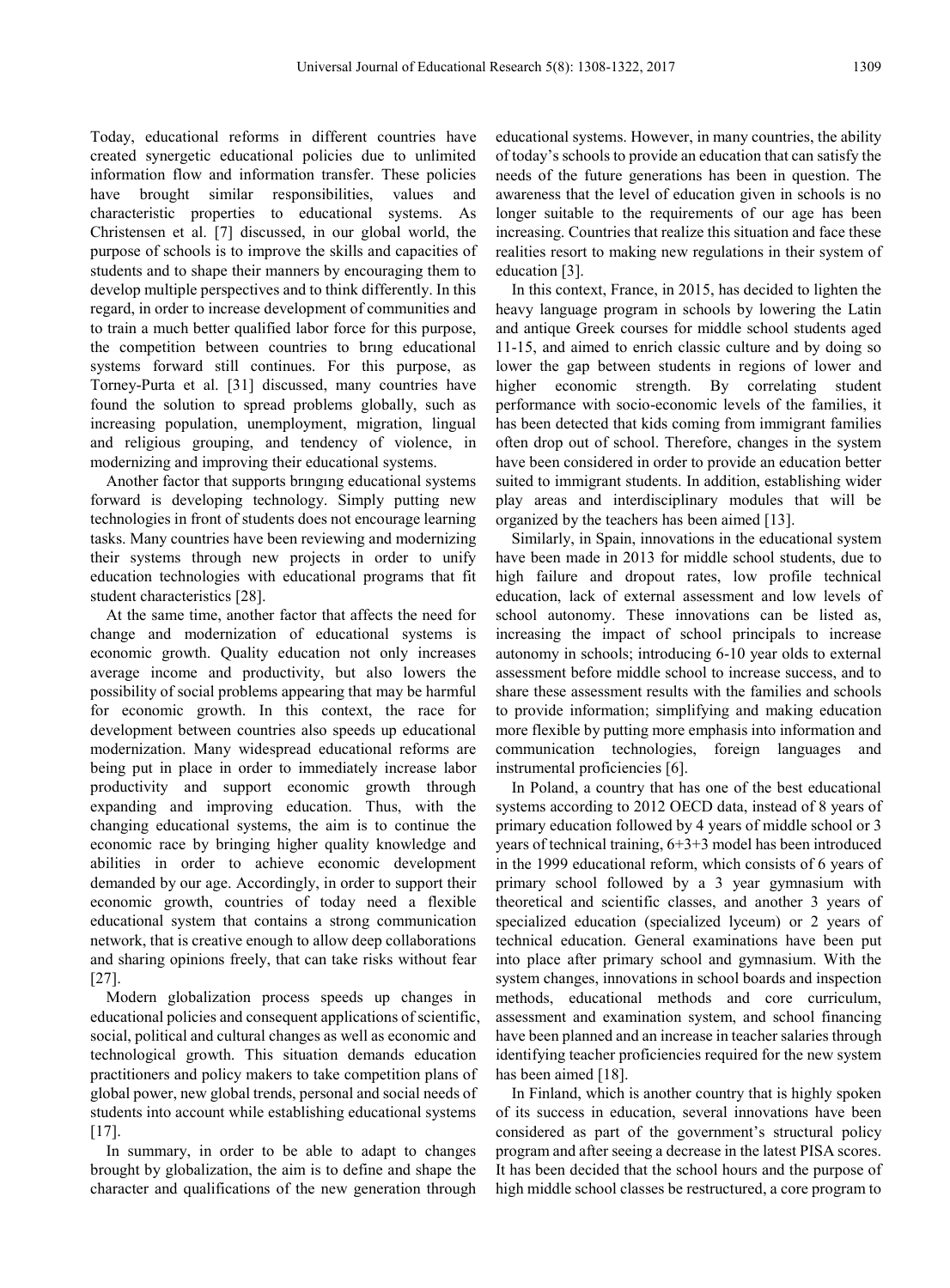Today, educational reforms in different countries have created synergetic educational policies due to unlimited information flow and information transfer. These policies have brought similar responsibilities, values and characteristic properties to educational systems. As Christensen et al. [7] discussed, in our global world, the purpose of schools is to improve the skills and capacities of students and to shape their manners by encouraging them to develop multiple perspectives and to think differently. In this regard, in order to increase development of communities and to train a much better qualified labor force for this purpose, the competition between countries to brıng educational systems forward still continues. For this purpose, as Torney-Purta et al. [31] discussed, many countries have found the solution to spread problems globally, such as increasing population, unemployment, migration, lingual and religious grouping, and tendency of violence, in modernizing and improving their educational systems.

Another factor that supports brıngıng educational systems forward is developing technology. Simply putting new technologies in front of students does not encourage learning tasks. Many countries have been reviewing and modernizing their systems through new projects in order to unify education technologies with educational programs that fit student characteristics [28].

At the same time, another factor that affects the need for change and modernization of educational systems is economic growth. Quality education not only increases average income and productivity, but also lowers the possibility of social problems appearing that may be harmful for economic growth. In this context, the race for development between countries also speeds up educational modernization. Many widespread educational reforms are being put in place in order to immediately increase labor productivity and support economic growth through expanding and improving education. Thus, with the changing educational systems, the aim is to continue the economic race by bringing higher quality knowledge and abilities in order to achieve economic development demanded by our age. Accordingly, in order to support their economic growth, countries of today need a flexible educational system that contains a strong communication network, that is creative enough to allow deep collaborations and sharing opinions freely, that can take risks without fear [27].

Modern globalization process speeds up changes in educational policies and consequent applications of scientific, social, political and cultural changes as well as economic and technological growth. This situation demands education practitioners and policy makers to take competition plans of global power, new global trends, personal and social needs of students into account while establishing educational systems [17].

In summary, in order to be able to adapt to changes brought by globalization, the aim is to define and shape the character and qualifications of the new generation through educational systems. However, in many countries, the ability of today's schools to provide an education that can satisfy the needs of the future generations has been in question. The awareness that the level of education given in schools is no longer suitable to the requirements of our age has been increasing. Countries that realize this situation and face these realities resort to making new regulations in their system of education [3].

In this context, France, in 2015, has decided to lighten the heavy language program in schools by lowering the Latin and antique Greek courses for middle school students aged 11-15, and aimed to enrich classic culture and by doing so lower the gap between students in regions of lower and higher economic strength. By correlating student performance with socio-economic levels of the families, it has been detected that kids coming from immigrant families often drop out of school. Therefore, changes in the system have been considered in order to provide an education better suited to immigrant students. In addition, establishing wider play areas and interdisciplinary modules that will be organized by the teachers has been aimed [13].

Similarly, in Spain, innovations in the educational system have been made in 2013 for middle school students, due to high failure and dropout rates, low profile technical education, lack of external assessment and low levels of school autonomy. These innovations can be listed as, increasing the impact of school principals to increase autonomy in schools; introducing 6-10 year olds to external assessment before middle school to increase success, and to share these assessment results with the families and schools to provide information; simplifying and making education more flexible by putting more emphasis into information and communication technologies, foreign languages and instrumental proficiencies [6].

In Poland, a country that has one of the best educational systems according to 2012 OECD data, instead of 8 years of primary education followed by 4 years of middle school or 3 years of technical training, 6+3+3 model has been introduced in the 1999 educational reform, which consists of 6 years of primary school followed by a 3 year gymnasium with theoretical and scientific classes, and another 3 years of specialized education (specialized lyceum) or 2 years of technical education. General examinations have been put into place after primary school and gymnasium. With the system changes, innovations in school boards and inspection methods, educational methods and core curriculum, assessment and examination system, and school financing have been planned and an increase in teacher salaries through identifying teacher proficiencies required for the new system has been aimed [18].

In Finland, which is another country that is highly spoken of its success in education, several innovations have been considered as part of the government's structural policy program and after seeing a decrease in the latest PISA scores. It has been decided that the school hours and the purpose of high middle school classes be restructured, a core program to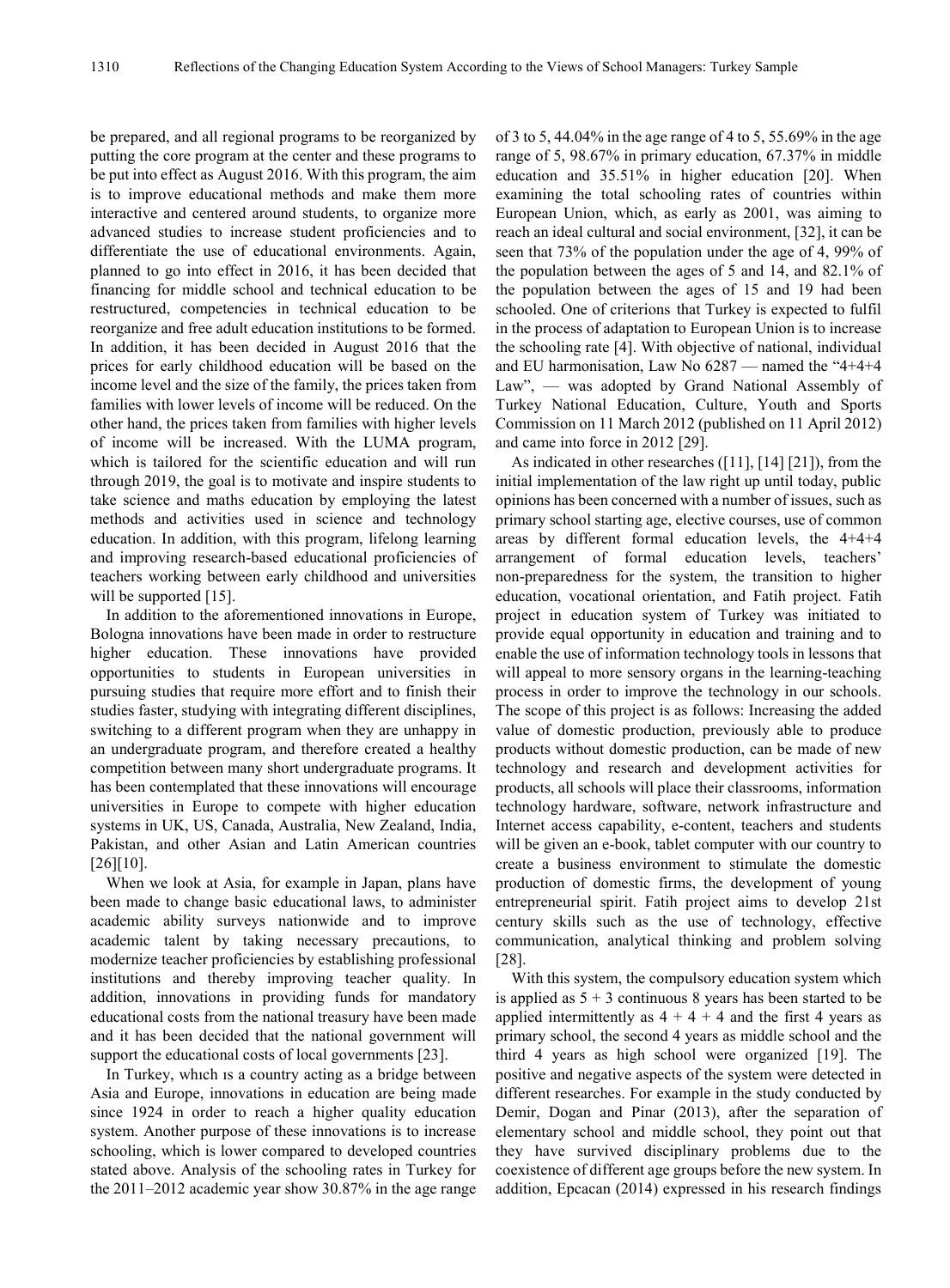be prepared, and all regional programs to be reorganized by putting the core program at the center and these programs to be put into effect as August 2016. With this program, the aim is to improve educational methods and make them more interactive and centered around students, to organize more advanced studies to increase student proficiencies and to differentiate the use of educational environments. Again, planned to go into effect in 2016, it has been decided that financing for middle school and technical education to be restructured, competencies in technical education to be reorganize and free adult education institutions to be formed. In addition, it has been decided in August 2016 that the prices for early childhood education will be based on the income level and the size of the family, the prices taken from families with lower levels of income will be reduced. On the other hand, the prices taken from families with higher levels of income will be increased. With the LUMA program, which is tailored for the scientific education and will run through 2019, the goal is to motivate and inspire students to take science and maths education by employing the latest methods and activities used in science and technology education. In addition, with this program, lifelong learning and improving research-based educational proficiencies of teachers working between early childhood and universities will be supported [15].

In addition to the aforementioned innovations in Europe, Bologna innovations have been made in order to restructure higher education. These innovations have provided opportunities to students in European universities in pursuing studies that require more effort and to finish their studies faster, studying with integrating different disciplines, switching to a different program when they are unhappy in an undergraduate program, and therefore created a healthy competition between many short undergraduate programs. It has been contemplated that these innovations will encourage universities in Europe to compete with higher education systems in UK, US, Canada, Australia, New Zealand, India, Pakistan, and other Asian and Latin American countries [26][10].

When we look at Asia, for example in Japan, plans have been made to change basic educational laws, to administer academic ability surveys nationwide and to improve academic talent by taking necessary precautions, to modernize teacher proficiencies by establishing professional institutions and thereby improving teacher quality. In addition, innovations in providing funds for mandatory educational costs from the national treasury have been made and it has been decided that the national government will support the educational costs of local governments [23].

In Turkey, whıch ıs a country acting as a bridge between Asia and Europe, innovations in education are being made since 1924 in order to reach a higher quality education system. Another purpose of these innovations is to increase schooling, which is lower compared to developed countries stated above. Analysis of the schooling rates in Turkey for the 2011–2012 academic year show 30.87% in the age range of 3 to 5, 44.04% in the age range of 4 to 5, 55.69% in the age range of 5, 98.67% in primary education, 67.37% in middle education and 35.51% in higher education [20]. When examining the total schooling rates of countries within European Union, which, as early as 2001, was aiming to reach an ideal cultural and social environment, [32], it can be seen that 73% of the population under the age of 4, 99% of the population between the ages of 5 and 14, and 82.1% of the population between the ages of 15 and 19 had been schooled. One of criterions that Turkey is expected to fulfil in the process of adaptation to European Union is to increase the schooling rate [4]. With objective of national, individual and EU harmonisation, Law No 6287 — named the "4+4+4 Law", — was adopted by Grand National Assembly of Turkey National Education, Culture, Youth and Sports Commission on 11 March 2012 (published on 11 April 2012) and came into force in 2012 [29].

As indicated in other researches ([11], [14] [21]), from the initial implementation of the law right up until today, public opinions has been concerned with a number of issues, such as primary school starting age, elective courses, use of common areas by different formal education levels, the 4+4+4 arrangement of formal education levels, teachers' non-preparedness for the system, the transition to higher education, vocational orientation, and Fatih project. Fatih project in education system of Turkey was initiated to provide equal opportunity in education and training and to enable the use of information technology tools in lessons that will appeal to more sensory organs in the learning-teaching process in order to improve the technology in our schools. The scope of this project is as follows: Increasing the added value of domestic production, previously able to produce products without domestic production, can be made of new technology and research and development activities for products, all schools will place their classrooms, information technology hardware, software, network infrastructure and Internet access capability, e-content, teachers and students will be given an e-book, tablet computer with our country to create a business environment to stimulate the domestic production of domestic firms, the development of young entrepreneurial spirit. Fatih project aims to develop 21st century skills such as the use of technology, effective communication, analytical thinking and problem solving [28].

With this system, the compulsory education system which is applied as 5 + 3 continuous 8 years has been started to be applied intermittently as 4 + 4 + 4 and the first 4 years as primary school, the second 4 years as middle school and the third 4 years as high school were organized [19]. The positive and negative aspects of the system were detected in different researches. For example in the study conducted by Demir, Dogan and Pinar (2013), after the separation of elementary school and middle school, they point out that they have survived disciplinary problems due to the coexistence of different age groups before the new system. In addition, Epcacan (2014) expressed in his research findings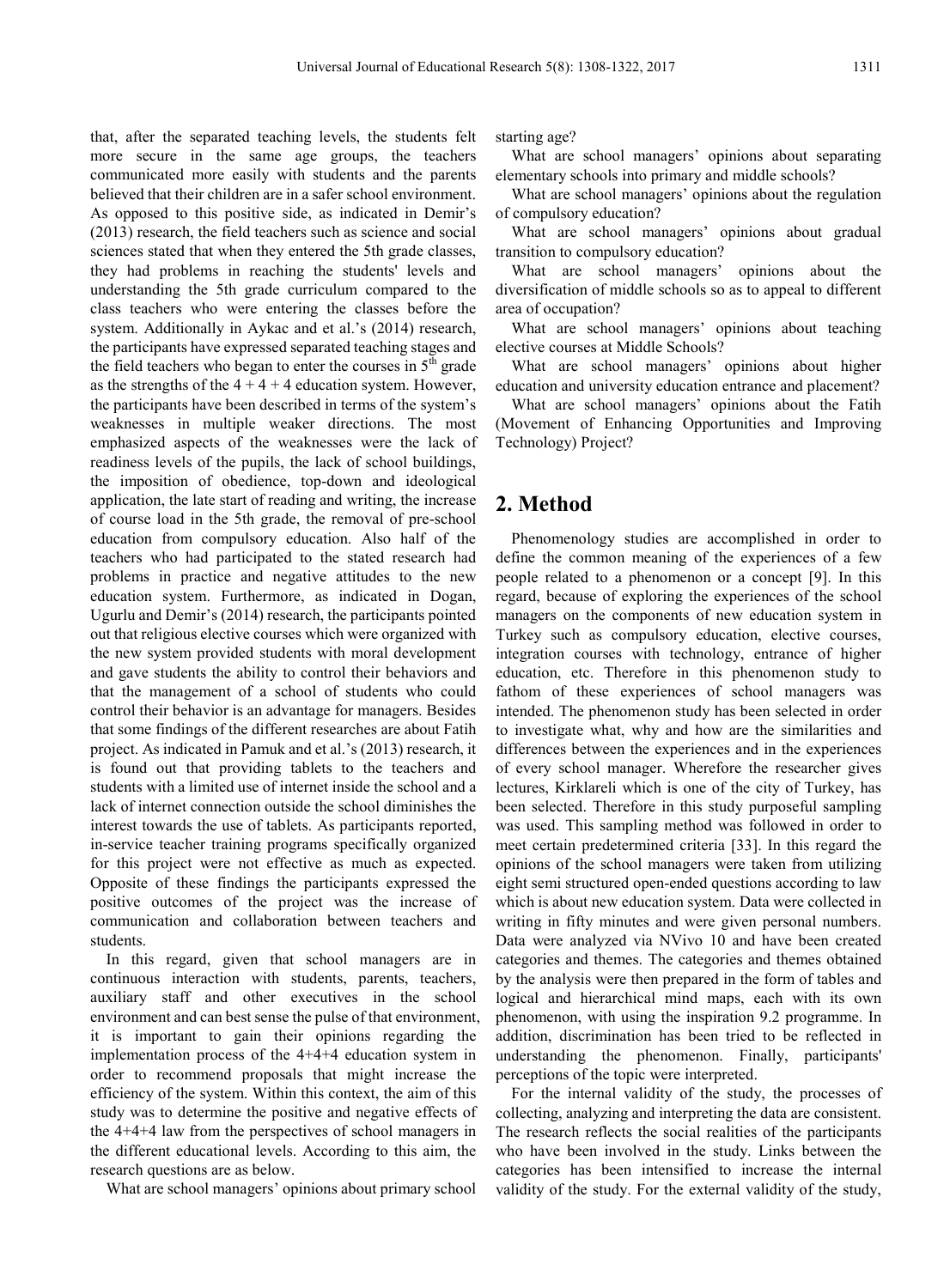that, after the separated teaching levels, the students felt more secure in the same age groups, the teachers communicated more easily with students and the parents believed that their children are in a safer school environment. As opposed to this positive side, as indicated in Demir's (2013) research, the field teachers such as science and social sciences stated that when they entered the 5th grade classes, they had problems in reaching the students' levels and understanding the 5th grade curriculum compared to the class teachers who were entering the classes before the system. Additionally in Aykac and et al.'s (2014) research, the participants have expressed separated teaching stages and the field teachers who began to enter the courses in 5th grade as the strengths of the 4 + 4 + 4 education system. However, the participants have been described in terms of the system's weaknesses in multiple weaker directions. The most emphasized aspects of the weaknesses were the lack of readiness levels of the pupils, the lack of school buildings, the imposition of obedience, top-down and ideological application, the late start of reading and writing, the increase of course load in the 5th grade, the removal of pre-school education from compulsory education. Also half of the teachers who had participated to the stated research had problems in practice and negative attitudes to the new education system. Furthermore, as indicated in Dogan, Ugurlu and Demir's (2014) research, the participants pointed out that religious elective courses which were organized with the new system provided students with moral development and gave students the ability to control their behaviors and that the management of a school of students who could control their behavior is an advantage for managers. Besides that some findings of the different researches are about Fatih project. As indicated in Pamuk and et al.'s (2013) research, it is found out that providing tablets to the teachers and students with a limited use of internet inside the school and a lack of internet connection outside the school diminishes the interest towards the use of tablets. As participants reported, in-service teacher training programs specifically organized for this project were not effective as much as expected. Opposite of these findings the participants expressed the positive outcomes of the project was the increase of communication and collaboration between teachers and students.

In this regard, given that school managers are in continuous interaction with students, parents, teachers, auxiliary staff and other executives in the school environment and can best sense the pulse of that environment, it is important to gain their opinions regarding the implementation process of the 4+4+4 education system in order to recommend proposals that might increase the efficiency of the system. Within this context, the aim of this study was to determine the positive and negative effects of the 4+4+4 law from the perspectives of school managers in the different educational levels. According to this aim, the research questions are as below.

What are school managers' opinions about primary school starting age?

What are school managers' opinions about separating elementary schools into primary and middle schools?

What are school managers' opinions about the regulation of compulsory education?

What are school managers' opinions about gradual transition to compulsory education?

What are school managers' opinions about the diversification of middle schools so as to appeal to different area of occupation?

What are school managers' opinions about teaching elective courses at Middle Schools?

What are school managers' opinions about higher education and university education entrance and placement?

What are school managers' opinions about the Fatih (Movement of Enhancing Opportunities and Improving Technology) Project?

## 2. Method

Phenomenology studies are accomplished in order to define the common meaning of the experiences of a few people related to a phenomenon or a concept [9]. In this regard, because of exploring the experiences of the school managers on the components of new education system in Turkey such as compulsory education, elective courses, integration courses with technology, entrance of higher education, etc. Therefore in this phenomenon study to fathom of these experiences of school managers was intended. The phenomenon study has been selected in order to investigate what, why and how are the similarities and differences between the experiences and in the experiences of every school manager. Wherefore the researcher gives lectures, Kirklareli which is one of the city of Turkey, has been selected. Therefore in this study purposeful sampling was used. This sampling method was followed in order to meet certain predetermined criteria [33]. In this regard the opinions of the school managers were taken from utilizing eight semi structured open-ended questions according to law which is about new education system. Data were collected in writing in fifty minutes and were given personal numbers. Data were analyzed via NVivo 10 and have been created categories and themes. The categories and themes obtained by the analysis were then prepared in the form of tables and logical and hierarchical mind maps, each with its own phenomenon, with using the inspiration 9.2 programme. In addition, discrimination has been tried to be reflected in understanding the phenomenon. Finally, participants' perceptions of the topic were interpreted.

For the internal validity of the study, the processes of collecting, analyzing and interpreting the data are consistent. The research reflects the social realities of the participants who have been involved in the study. Links between the categories has been intensified to increase the internal validity of the study. For the external validity of the study,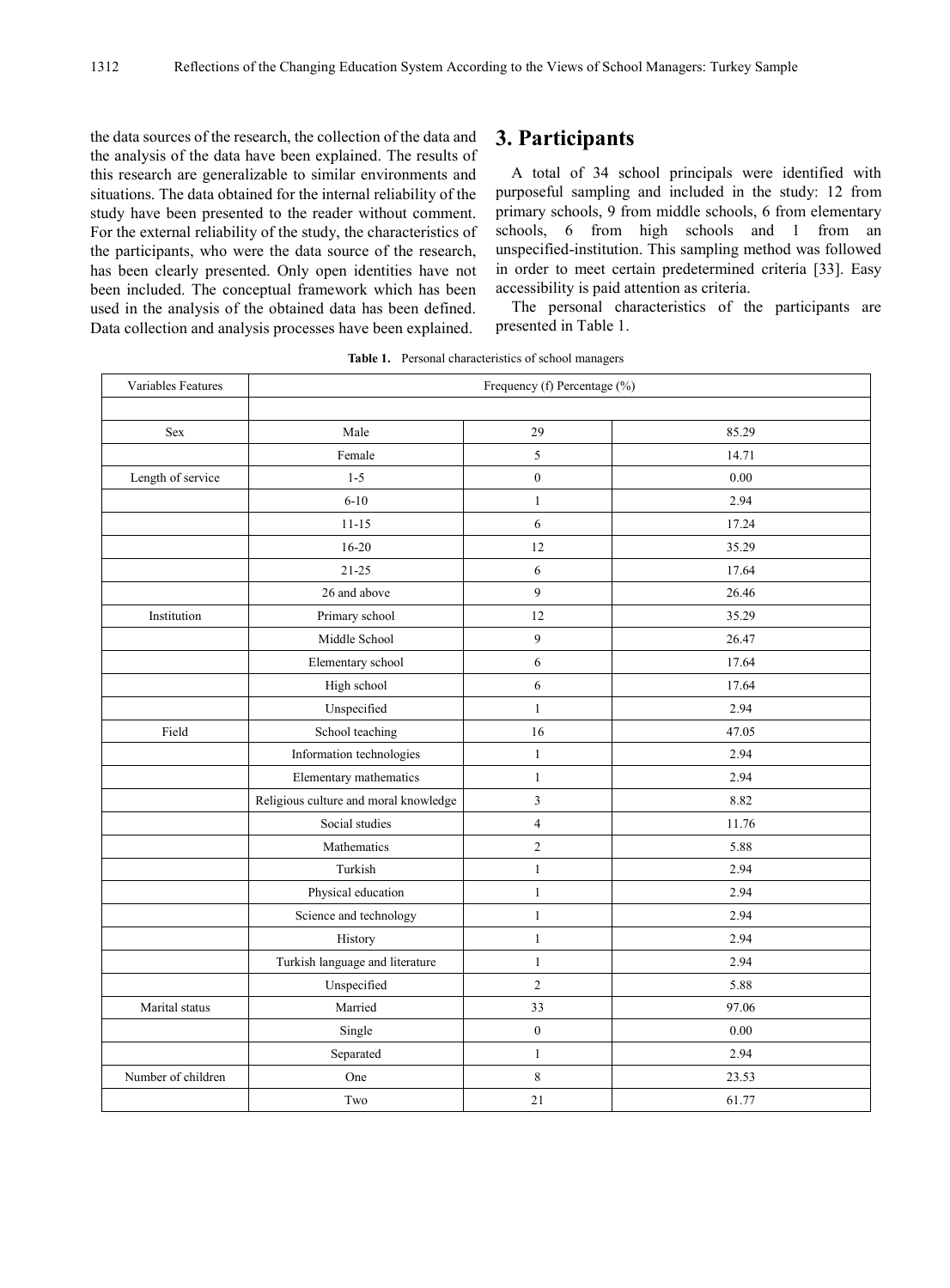the data sources of the research, the collection of the data and the analysis of the data have been explained. The results of this research are generalizable to similar environments and situations. The data obtained for the internal reliability of the study have been presented to the reader without comment. For the external reliability of the study, the characteristics of the participants, who were the data source of the research, has been clearly presented. Only open identities have not been included. The conceptual framework which has been used in the analysis of the obtained data has been defined. Data collection and analysis processes have been explained.

# 3. Participants

A total of 34 school principals were identified with purposeful sampling and included in the study: 12 from primary schools, 9 from middle schools, 6 from elementary schools, 6 from high schools and 1 from an unspecified-institution. This sampling method was followed in order to meet certain predetermined criteria [33]. Easy accessibility is paid attention as criteria.

The personal characteristics of the participants are presented in Table 1.

**Table 1.** Personal characteristics of school managers

| Variables Features | Frequency (f) Percentage (%) | | |
|---|---|---|---|
| | | | |
| Sex | Male | 29 | 85.29 |
| | Female | 5 | 14.71 |
| Length of service | 1-5 | 0 | 0.00 |
| | 6-10 | 1 | 2.94 |
| | 11-15 | 6 | 17.24 |
| | 16-20 | 12 | 35.29 |
| | 21-25 | 6 | 17.64 |
| | 26 and above | 9 | 26.46 |
| Institution | Primary school | 12 | 35.29 |
| | Middle School | 9 | 26.47 |
| | Elementary school | 6 | 17.64 |
| | High school | 6 | 17.64 |
| | Unspecified | 1 | 2.94 |
| Field | School teaching | 16 | 47.05 |
| | Information technologies | 1 | 2.94 |
| | Elementary mathematics | 1 | 2.94 |
| | Religious culture and moral knowledge | 3 | 8.82 |
| | Social studies | 4 | 11.76 |
| | Mathematics | 2 | 5.88 |
| | Turkish | 1 | 2.94 |
| | Physical education | 1 | 2.94 |
| | Science and technology | 1 | 2.94 |
| | History | 1 | 2.94 |
| | Turkish language and literature | 1 | 2.94 |
| | Unspecified | 2 | 5.88 |
| Marital status | Married | 33 | 97.06 |
| | Single | 0 | 0.00 |
| | Separated | 1 | 2.94 |
| Number of children | One | 8 | 23.53 |
| | Two | 21 | 61.77 |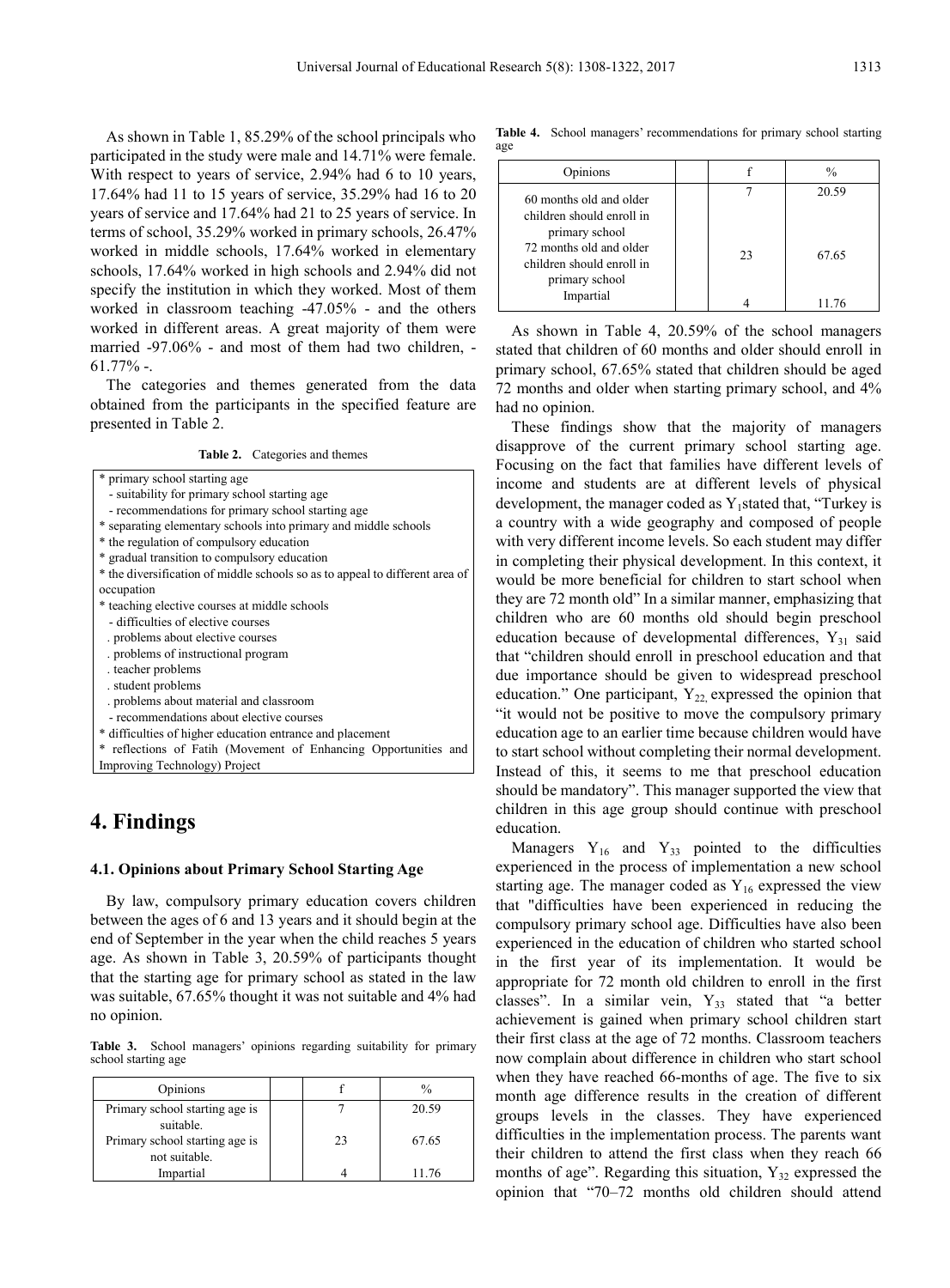As shown in Table 1, 85.29% of the school principals who participated in the study were male and 14.71% were female. With respect to years of service, 2.94% had 6 to 10 years, 17.64% had 11 to 15 years of service, 35.29% had 16 to 20 years of service and 17.64% had 21 to 25 years of service. In terms of school, 35.29% worked in primary schools, 26.47% worked in middle schools, 17.64% worked in elementary schools, 17.64% worked in high schools and 2.94% did not specify the institution in which they worked. Most of them worked in classroom teaching -47.05% - and the others worked in different areas. A great majority of them were married -97.06% - and most of them had two children, - 61.77% -.

The categories and themes generated from the data obtained from the participants in the specified feature are presented in Table 2.

**Table 2.** Categories and themes

| |
|---|
| * primary school starting age |
| - suitability for primary school starting age |
| - recommendations for primary school starting age |
| * separating elementary schools into primary and middle schools |
| * the regulation of compulsory education |
| * gradual transition to compulsory education |
| * the diversification of middle schools so as to appeal to different area of occupation |
| * teaching elective courses at middle schools |
| - difficulties of elective courses |
| . problems about elective courses |
| . problems of instructional program |
| . teacher problems |
| . student problems |
| . problems about material and classroom |
| - recommendations about elective courses |
| * difficulties of higher education entrance and placement |
| * reflections of Fatih (Movement of Enhancing Opportunities and Improving Technology) Project |

# 4. Findings

### 4.1. Opinions about Primary School Starting Age

By law, compulsory primary education covers children between the ages of 6 and 13 years and it should begin at the end of September in the year when the child reaches 5 years age. As shown in Table 3, 20.59% of participants thought that the starting age for primary school as stated in the law was suitable, 67.65% thought it was not suitable and 4% had no opinion.

**Table 3.** School managers' opinions regarding suitability for primary school starting age

| Opinions | | f | % |
|---|---|---|---|
| Primary school starting age is suitable. | | 7 | 20.59 |
| Primary school starting age is not suitable. | | 23 | 67.65 |
| Impartial | | 4 | 11.76 |

**Table 4.** School managers' recommendations for primary school starting age

| Opinions | | f | % |
|---|---|---|---|
| 60 months old and older children should enroll in primary school | | 7 | 20.59 |
| 72 months old and older children should enroll in primary school | | 23 | 67.65 |
| Impartial | | 4 | 11.76 |

As shown in Table 4, 20.59% of the school managers stated that children of 60 months and older should enroll in primary school, 67.65% stated that children should be aged 72 months and older when starting primary school, and 4% had no opinion.

These findings show that the majority of managers disapprove of the current primary school starting age. Focusing on the fact that families have different levels of income and students are at different levels of physical development, the manager coded as $Y_1$ stated that, "Turkey is a country with a wide geography and composed of people with very different income levels. So each student may differ in completing their physical development. In this context, it would be more beneficial for children to start school when they are 72 month old" In a similar manner, emphasizing that children who are 60 months old should begin preschool education because of developmental differences, $Y_{31}$ said that "children should enroll in preschool education and that due importance should be given to widespread preschool education." One participant, $Y_{22}$, expressed the opinion that "it would not be positive to move the compulsory primary education age to an earlier time because children would have to start school without completing their normal development. Instead of this, it seems to me that preschool education should be mandatory". This manager supported the view that children in this age group should continue with preschool education.

Managers $Y_{16}$ and $Y_{33}$ pointed to the difficulties experienced in the process of implementation a new school starting age. The manager coded as $Y_{16}$ expressed the view that "difficulties have been experienced in reducing the compulsory primary school age. Difficulties have also been experienced in the education of children who started school in the first year of its implementation. It would be appropriate for 72 month old children to enroll in the first classes". In a similar vein, $Y_{33}$ stated that "a better achievement is gained when primary school children start their first class at the age of 72 months. Classroom teachers now complain about difference in children who start school when they have reached 66-months of age. The five to six month age difference results in the creation of different groups levels in the classes. They have experienced difficulties in the implementation process. The parents want their children to attend the first class when they reach 66 months of age". Regarding this situation, $Y_{32}$ expressed the opinion that "70–72 months old children should attend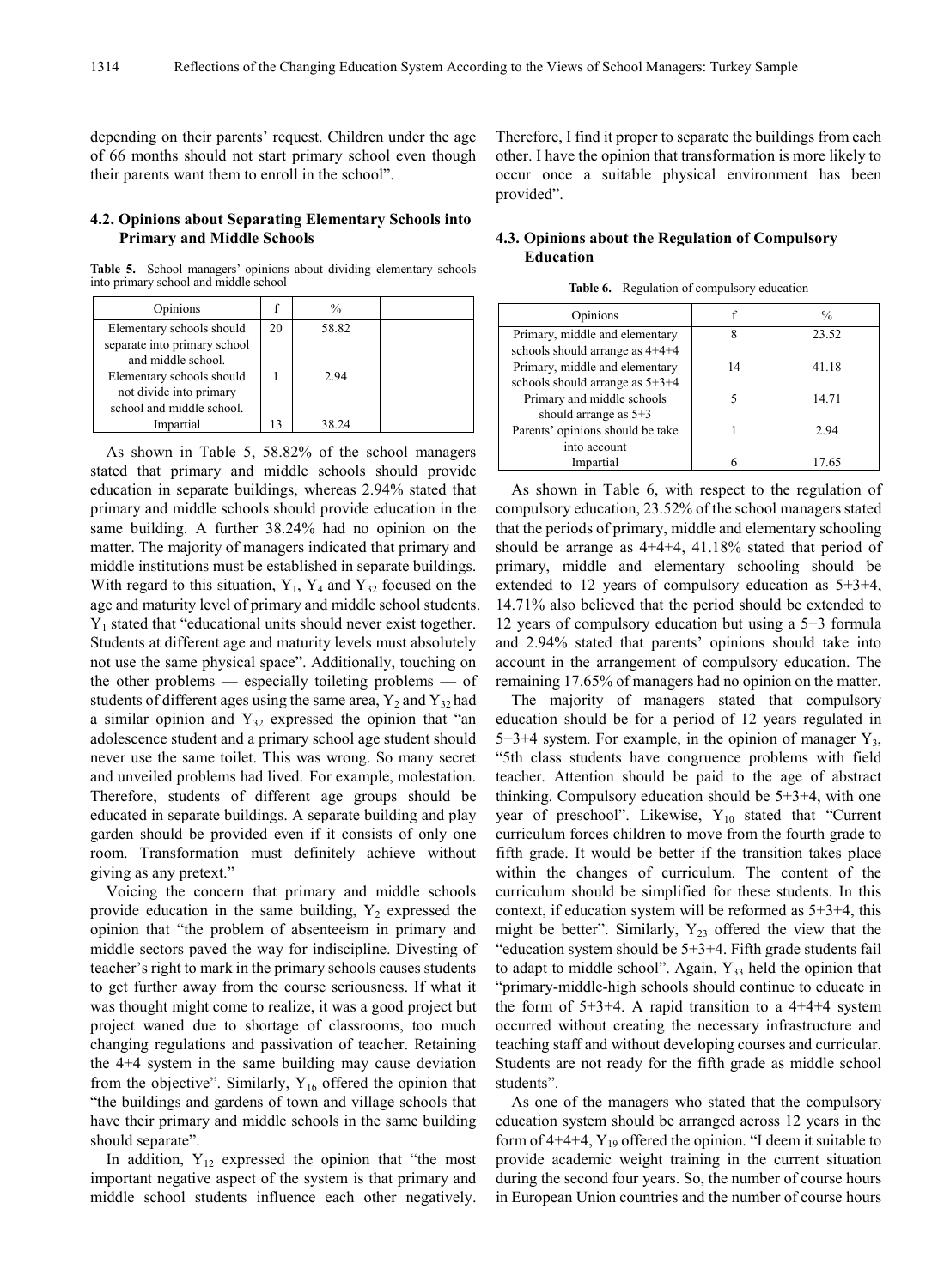depending on their parents' request. Children under the age of 66 months should not start primary school even though their parents want them to enroll in the school".

### 4.2. Opinions about Separating Elementary Schools into Primary and Middle Schools

**Table 5.** School managers' opinions about dividing elementary schools into primary school and middle school

| Opinions | f | % |
|---|---|---|
| Elementary schools should separate into primary school and middle school. | 20 | 58.82 |
| Elementary schools should not divide into primary school and middle school. | 1 | 2.94 |
| Impartial | 13 | 38.24 |

As shown in Table 5, 58.82% of the school managers stated that primary and middle schools should provide education in separate buildings, whereas 2.94% stated that primary and middle schools should provide education in the same building. A further 38.24% had no opinion on the matter. The majority of managers indicated that primary and middle institutions must be established in separate buildings. With regard to this situation, $Y_1$, $Y_4$ and $Y_{32}$ focused on the age and maturity level of primary and middle school students. $Y_1$ stated that "educational units should never exist together. Students at different age and maturity levels must absolutely not use the same physical space". Additionally, touching on the other problems — especially toileting problems — of students of different ages using the same area, $Y_2$ and $Y_{32}$ had a similar opinion and $Y_{32}$ expressed the opinion that "an adolescence student and a primary school age student should never use the same toilet. This was wrong. So many secret and unveiled problems had lived. For example, molestation. Therefore, students of different age groups should be educated in separate buildings. A separate building and play garden should be provided even if it consists of only one room. Transformation must definitely achieve without giving as any pretext."

Voicing the concern that primary and middle schools provide education in the same building, $Y_2$ expressed the opinion that "the problem of absenteeism in primary and middle sectors paved the way for indiscipline. Divesting of teacher's right to mark in the primary schools causes students to get further away from the course seriousness. If what it was thought might come to realize, it was a good project but project waned due to shortage of classrooms, too much changing regulations and passivation of teacher. Retaining the 4+4 system in the same building may cause deviation from the objective". Similarly, $Y_{16}$ offered the opinion that "the buildings and gardens of town and village schools that have their primary and middle schools in the same building should separate".

In addition, $Y_{12}$ expressed the opinion that "the most important negative aspect of the system is that primary and middle school students influence each other negatively. Therefore, I find it proper to separate the buildings from each other. I have the opinion that transformation is more likely to occur once a suitable physical environment has been provided".

### 4.3. Opinions about the Regulation of Compulsory Education

**Table 6.** Regulation of compulsory education

| Opinions | f | % |
|---|---|---|
| Primary, middle and elementary schools should arrange as 4+4+4 | 8 | 23.52 |
| Primary, middle and elementary schools should arrange as 5+3+4 | 14 | 41.18 |
| Primary and middle schools should arrange as 5+3 | 5 | 14.71 |
| Parents' opinions should be take into account | 1 | 2.94 |
| Impartial | 6 | 17.65 |

As shown in Table 6, with respect to the regulation of compulsory education, 23.52% of the school managers stated that the periods of primary, middle and elementary schooling should be arrange as 4+4+4, 41.18% stated that period of primary, middle and elementary schooling should be extended to 12 years of compulsory education as 5+3+4, 14.71% also believed that the period should be extended to 12 years of compulsory education but using a 5+3 formula and 2.94% stated that parents' opinions should take into account in the arrangement of compulsory education. The remaining 17.65% of managers had no opinion on the matter.

The majority of managers stated that compulsory education should be for a period of 12 years regulated in 5+3+4 system. For example, in the opinion of manager $Y_3$, "5th class students have congruence problems with field teacher. Attention should be paid to the age of abstract thinking. Compulsory education should be 5+3+4, with one year of preschool". Likewise, $Y_{10}$ stated that "Current curriculum forces children to move from the fourth grade to fifth grade. It would be better if the transition takes place within the changes of curriculum. The content of the curriculum should be simplified for these students. In this context, if education system will be reformed as 5+3+4, this might be better". Similarly, $Y_{23}$ offered the view that the "education system should be 5+3+4. Fifth grade students fail to adapt to middle school". Again, $Y_{33}$ held the opinion that "primary-middle-high schools should continue to educate in the form of 5+3+4. A rapid transition to a 4+4+4 system occurred without creating the necessary infrastructure and teaching staff and without developing courses and curricular. Students are not ready for the fifth grade as middle school students".

As one of the managers who stated that the compulsory education system should be arranged across 12 years in the form of 4+4+4, $Y_{19}$ offered the opinion. "I deem it suitable to provide academic weight training in the current situation during the second four years. So, the number of course hours in European Union countries and the number of course hours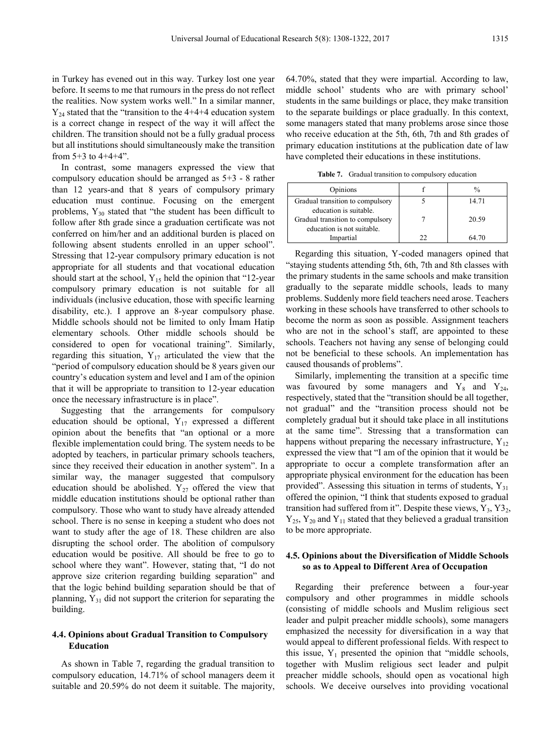in Turkey has evened out in this way. Turkey lost one year before. It seems to me that rumours in the press do not reflect the realities. Now system works well." In a similar manner, $Y_{24}$ stated that the "transition to the 4+4+4 education system is a correct change in respect of the way it will affect the children. The transition should not be a fully gradual process but all institutions should simultaneously make the transition from 5+3 to 4+4+4".

In contrast, some managers expressed the view that compulsory education should be arranged as 5+3 - 8 rather than 12 years-and that 8 years of compulsory primary education must continue. Focusing on the emergent problems, $Y_{30}$ stated that "the student has been difficult to follow after 8th grade since a graduation certificate was not conferred on him/her and an additional burden is placed on following absent students enrolled in an upper school". Stressing that 12-year compulsory primary education is not appropriate for all students and that vocational education should start at the school, $Y_{15}$ held the opinion that "12-year compulsory primary education is not suitable for all individuals (inclusive education, those with specific learning disability, etc.). I approve an 8-year compulsory phase. Middle schools should not be limited to only İmam Hatip elementary schools. Other middle schools should be considered to open for vocational training". Similarly, regarding this situation, $Y_{17}$ articulated the view that the "period of compulsory education should be 8 years given our country's education system and level and I am of the opinion that it will be appropriate to transition to 12-year education once the necessary infrastructure is in place".

Suggesting that the arrangements for compulsory education should be optional, $Y_{17}$ expressed a different opinion about the benefits that "an optional or a more flexible implementation could bring. The system needs to be adopted by teachers, in particular primary schools teachers, since they received their education in another system". In a similar way, the manager suggested that compulsory education should be abolished. $Y_{27}$ offered the view that middle education institutions should be optional rather than compulsory. Those who want to study have already attended school. There is no sense in keeping a student who does not want to study after the age of 18. These children are also disrupting the school order. The abolition of compulsory education would be positive. All should be free to go to school where they want". However, stating that, "I do not approve size criterion regarding building separation" and that the logic behind building separation should be that of planning, $Y_{31}$ did not support the criterion for separating the building.

### 4.4. Opinions about Gradual Transition to Compulsory Education

As shown in Table 7, regarding the gradual transition to compulsory education, 14.71% of school managers deem it suitable and 20.59% do not deem it suitable. The majority, 64.70%, stated that they were impartial. According to law, middle school' students who are with primary school' students in the same buildings or place, they make transition to the separate buildings or place gradually. In this context, some managers stated that many problems arose since those who receive education at the 5th, 6th, 7th and 8th grades of primary education institutions at the publication date of law have completed their educations in these institutions.

**Table 7.** Gradual transition to compulsory education

| Opinions | f | % |
|---|---|---|
| Gradual transition to compulsory education is suitable. | 5 | 14.71 |
| Gradual transition to compulsory education is not suitable. | 7 | 20.59 |
| Impartial | 22 | 64.70 |

Regarding this situation, Y-coded managers opined that "staying students attending 5th, 6th, 7th and 8th classes with the primary students in the same schools and make transition gradually to the separate middle schools, leads to many problems. Suddenly more field teachers need arose. Teachers working in these schools have transferred to other schools to become the norm as soon as possible. Assignment teachers who are not in the school's staff, are appointed to these schools. Teachers not having any sense of belonging could not be beneficial to these schools. An implementation has caused thousands of problems".

Similarly, implementing the transition at a specific time was favoured by some managers and $Y_8$ and $Y_{24}$, respectively, stated that the "transition should be all together, not gradual" and the "transition process should not be completely gradual but it should take place in all institutions at the same time". Stressing that a transformation can happens without preparing the necessary infrastructure, $Y_{12}$ expressed the view that "I am of the opinion that it would be appropriate to occur a complete transformation after an appropriate physical environment for the education has been provided". Assessing this situation in terms of students, $Y_{31}$ offered the opinion, "I think that students exposed to gradual transition had suffered from it". Despite these views, $Y_3$, $Y3_2$, $Y_{25}$, $Y_{20}$ and $Y_{11}$ stated that they believed a gradual transition to be more appropriate.

### 4.5. Opinions about the Diversification of Middle Schools so as to Appeal to Different Area of Occupation

Regarding their preference between a four-year compulsory and other programmes in middle schools (consisting of middle schools and Muslim religious sect leader and pulpit preacher middle schools), some managers emphasized the necessity for diversification in a way that would appeal to different professional fields. With respect to this issue, $Y_1$ presented the opinion that "middle schools, together with Muslim religious sect leader and pulpit preacher middle schools, should open as vocational high schools. We deceive ourselves into providing vocational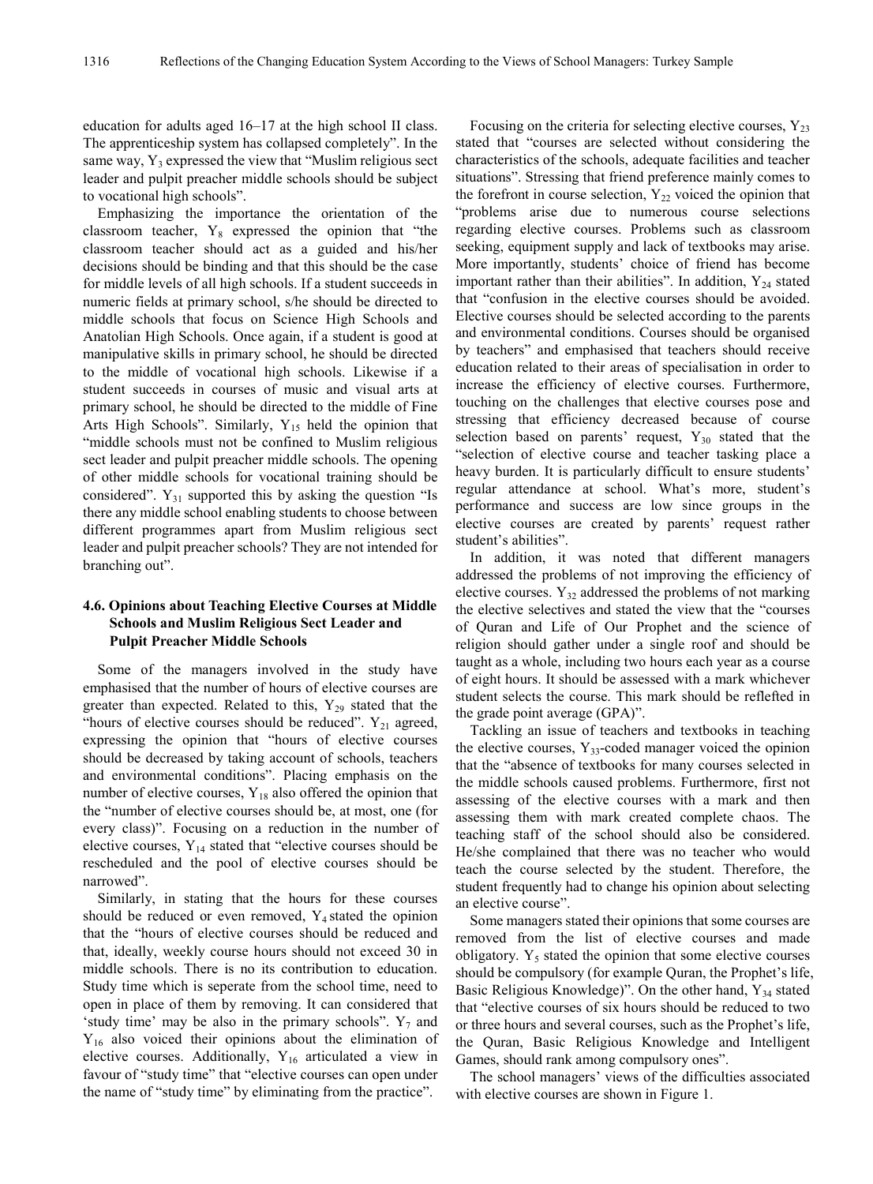education for adults aged 16–17 at the high school II class. The apprenticeship system has collapsed completely". In the same way, $Y_3$ expressed the view that "Muslim religious sect leader and pulpit preacher middle schools should be subject to vocational high schools".

Emphasizing the importance the orientation of the classroom teacher, $Y_8$ expressed the opinion that "the classroom teacher should act as a guided and his/her decisions should be binding and that this should be the case for middle levels of all high schools. If a student succeeds in numeric fields at primary school, s/he should be directed to middle schools that focus on Science High Schools and Anatolian High Schools. Once again, if a student is good at manipulative skills in primary school, he should be directed to the middle of vocational high schools. Likewise if a student succeeds in courses of music and visual arts at primary school, he should be directed to the middle of Fine Arts High Schools". Similarly, $Y_{15}$ held the opinion that "middle schools must not be confined to Muslim religious sect leader and pulpit preacher middle schools. The opening of other middle schools for vocational training should be considered". $Y_{31}$ supported this by asking the question "Is there any middle school enabling students to choose between different programmes apart from Muslim religious sect leader and pulpit preacher schools? They are not intended for branching out".

### 4.6. Opinions about Teaching Elective Courses at Middle Schools and Muslim Religious Sect Leader and Pulpit Preacher Middle Schools

Some of the managers involved in the study have emphasised that the number of hours of elective courses are greater than expected. Related to this, $Y_{29}$ stated that the "hours of elective courses should be reduced". $Y_{21}$ agreed, expressing the opinion that "hours of elective courses should be decreased by taking account of schools, teachers and environmental conditions". Placing emphasis on the number of elective courses, $Y_{18}$ also offered the opinion that the "number of elective courses should be, at most, one (for every class)". Focusing on a reduction in the number of elective courses, $Y_{14}$ stated that "elective courses should be rescheduled and the pool of elective courses should be narrowed".

Similarly, in stating that the hours for these courses should be reduced or even removed, $Y_4$ stated the opinion that the "hours of elective courses should be reduced and that, ideally, weekly course hours should not exceed 30 in middle schools. There is no its contribution to education. Study time which is seperate from the school time, need to open in place of them by removing. It can considered that 'study time' may be also in the primary schools". $Y_7$ and $Y_{16}$ also voiced their opinions about the elimination of elective courses. Additionally, $Y_{16}$ articulated a view in favour of "study time" that "elective courses can open under the name of "study time" by eliminating from the practice".

Focusing on the criteria for selecting elective courses, $Y_{23}$ stated that "courses are selected without considering the characteristics of the schools, adequate facilities and teacher situations". Stressing that friend preference mainly comes to the forefront in course selection, $Y_{22}$ voiced the opinion that "problems arise due to numerous course selections regarding elective courses. Problems such as classroom seeking, equipment supply and lack of textbooks may arise. More importantly, students' choice of friend has become important rather than their abilities". In addition, $Y_{24}$ stated that "confusion in the elective courses should be avoided. Elective courses should be selected according to the parents and environmental conditions. Courses should be organised by teachers" and emphasised that teachers should receive education related to their areas of specialisation in order to increase the efficiency of elective courses. Furthermore, touching on the challenges that elective courses pose and stressing that efficiency decreased because of course selection based on parents' request, $Y_{30}$ stated that the "selection of elective course and teacher tasking place a heavy burden. It is particularly difficult to ensure students' regular attendance at school. What's more, student's performance and success are low since groups in the elective courses are created by parents' request rather student's abilities".

In addition, it was noted that different managers addressed the problems of not improving the efficiency of elective courses. $Y_{32}$ addressed the problems of not marking the elective selectives and stated the view that the "courses of Quran and Life of Our Prophet and the science of religion should gather under a single roof and should be taught as a whole, including two hours each year as a course of eight hours. It should be assessed with a mark whichever student selects the course. This mark should be reflefted in the grade point average (GPA)".

Tackling an issue of teachers and textbooks in teaching the elective courses, $Y_{33}$-coded manager voiced the opinion that the "absence of textbooks for many courses selected in the middle schools caused problems. Furthermore, first not assessing of the elective courses with a mark and then assessing them with mark created complete chaos. The teaching staff of the school should also be considered. He/she complained that there was no teacher who would teach the course selected by the student. Therefore, the student frequently had to change his opinion about selecting an elective course".

Some managers stated their opinions that some courses are removed from the list of elective courses and made obligatory. $Y_5$ stated the opinion that some elective courses should be compulsory (for example Quran, the Prophet's life, Basic Religious Knowledge)". On the other hand, $Y_{34}$ stated that "elective courses of six hours should be reduced to two or three hours and several courses, such as the Prophet's life, the Quran, Basic Religious Knowledge and Intelligent Games, should rank among compulsory ones".

The school managers' views of the difficulties associated with elective courses are shown in Figure 1.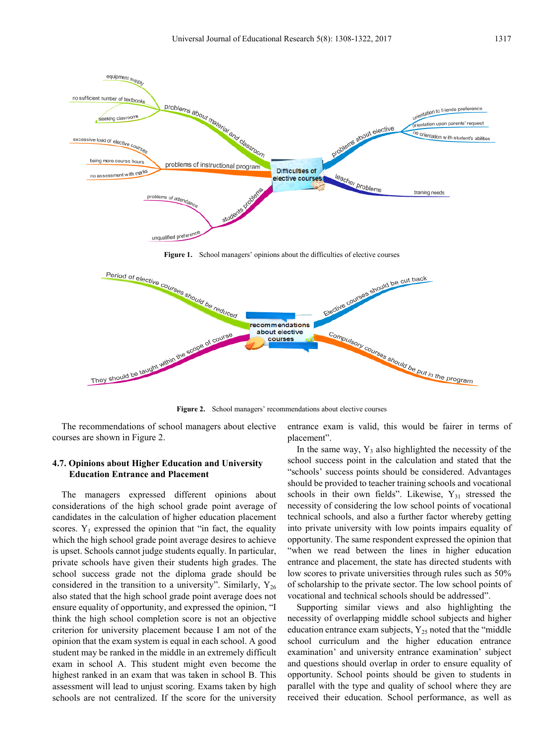Difficulties of elective courses

problems about material and classroom
equipment supply
no sufficient number of textbooks
seeking classrooms

problems of instructional program
excessive load of elective courses
being more course hours
no assessment with marks

students problems
problems of attendance
unqualified preference

problems about elective
orientation to friends preference
orientation upon parents' request
no orientation with student's abilities

teacher problems
training needs

**Figure 1.** School managers' opinions about the difficulties of elective courses

recommendations about elective courses

Period of elective courses should be reduced

They should be taught within the scope of course

Elective courses should be cut back

Compulsory courses should be put in the program

**Figure 2.** School managers' recommendations about elective courses

The recommendations of school managers about elective courses are shown in Figure 2.

### 4.7. Opinions about Higher Education and University Education Entrance and Placement

The managers expressed different opinions about considerations of the high school grade point average of candidates in the calculation of higher education placement scores. $Y_1$ expressed the opinion that "in fact, the equality which the high school grade point average desires to achieve is upset. Schools cannot judge students equally. In particular, private schools have given their students high grades. The school success grade not the diploma grade should be considered in the transition to a university". Similarly, $Y_{26}$ also stated that the high school grade point average does not ensure equality of opportunity, and expressed the opinion, "I think the high school completion score is not an objective criterion for university placement because I am not of the opinion that the exam system is equal in each school. A good student may be ranked in the middle in an extremely difficult exam in school A. This student might even become the highest ranked in an exam that was taken in school B. This assessment will lead to unjust scoring. Exams taken by high schools are not centralized. If the score for the university entrance exam is valid, this would be fairer in terms of placement".

In the same way, $Y_3$ also highlighted the necessity of the school success point in the calculation and stated that the "schools' success points should be considered. Advantages should be provided to teacher training schools and vocational schools in their own fields". Likewise, $Y_{31}$ stressed the necessity of considering the low school points of vocational technical schools, and also a further factor whereby getting into private university with low points impairs equality of opportunity. The same respondent expressed the opinion that "when we read between the lines in higher education entrance and placement, the state has directed students with low scores to private universities through rules such as 50% of scholarship to the private sector. The low school points of vocational and technical schools should be addressed".

Supporting similar views and also highlighting the necessity of overlapping middle school subjects and higher education entrance exam subjects, $Y_{25}$ noted that the "middle school curriculum and the higher education entrance examination' and university entrance examination' subject and questions should overlap in order to ensure equality of opportunity. School points should be given to students in parallel with the type and quality of school where they are received their education. School performance, as well as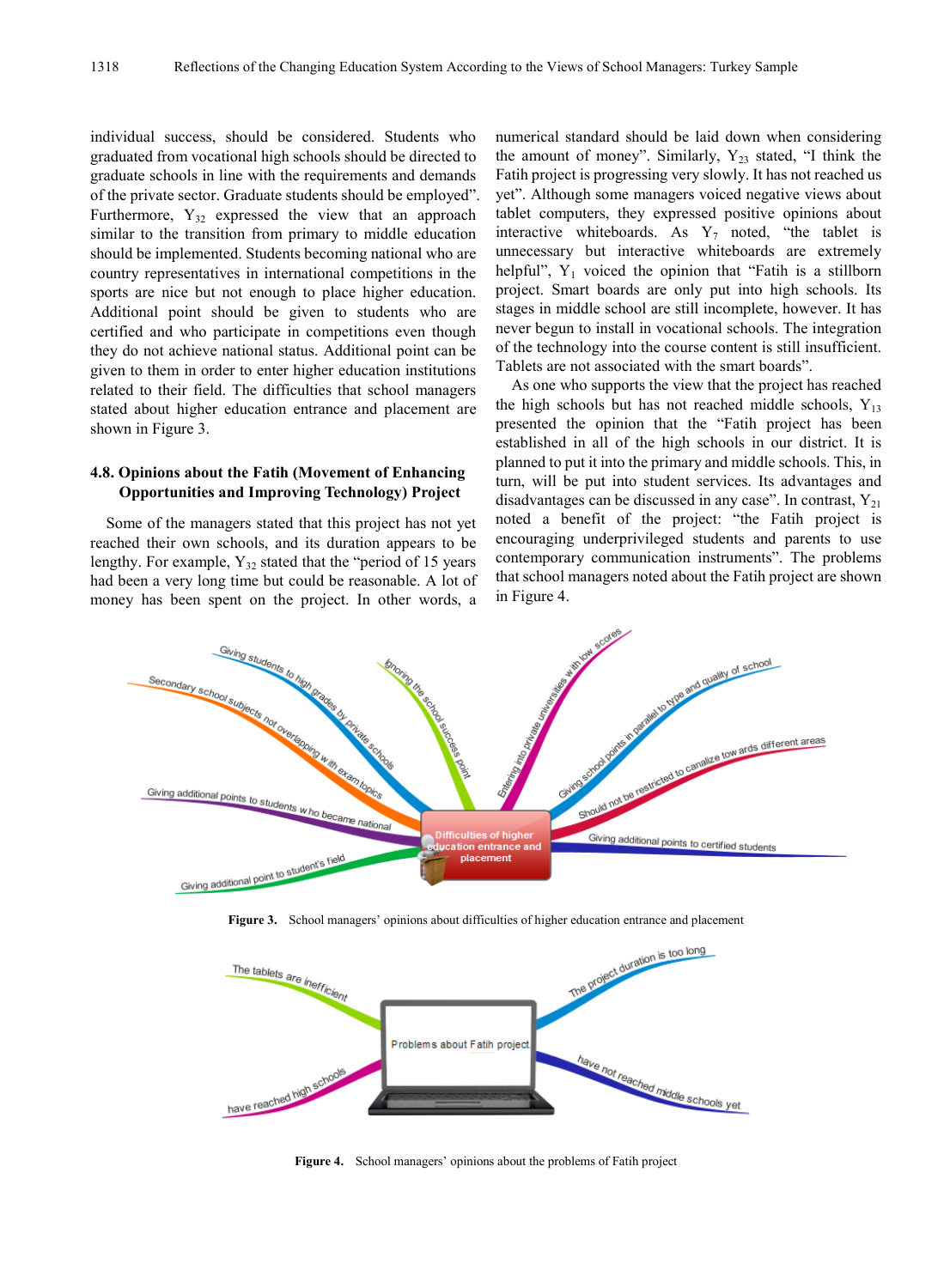individual success, should be considered. Students who graduated from vocational high schools should be directed to graduate schools in line with the requirements and demands of the private sector. Graduate students should be employed". Furthermore, $Y_{32}$ expressed the view that an approach similar to the transition from primary to middle education should be implemented. Students becoming national who are country representatives in international competitions in the sports are nice but not enough to place higher education. Additional point should be given to students who are certified and who participate in competitions even though they do not achieve national status. Additional point can be given to them in order to enter higher education institutions related to their field. The difficulties that school managers stated about higher education entrance and placement are shown in Figure 3.

### 4.8. Opinions about the Fatih (Movement of Enhancing Opportunities and Improving Technology) Project

Some of the managers stated that this project has not yet reached their own schools, and its duration appears to be lengthy. For example, $Y_{32}$ stated that the "period of 15 years had been a very long time but could be reasonable. A lot of money has been spent on the project. In other words, a numerical standard should be laid down when considering the amount of money". Similarly, $Y_{23}$ stated, "I think the Fatih project is progressing very slowly. It has not reached us yet". Although some managers voiced negative views about tablet computers, they expressed positive opinions about interactive whiteboards. As $Y_7$ noted, "the tablet is unnecessary but interactive whiteboards are extremely helpful", $Y_1$ voiced the opinion that "Fatih is a stillborn project. Smart boards are only put into high schools. Its stages in middle school are still incomplete, however. It has never begun to install in vocational schools. The integration of the technology into the course content is still insufficient. Tablets are not associated with the smart boards".

As one who supports the view that the project has reached the high schools but has not reached middle schools, $Y_{13}$ presented the opinion that the "Fatih project has been established in all of the high schools in our district. It is planned to put it into the primary and middle schools. This, in turn, will be put into student services. Its advantages and disadvantages can be discussed in any case". In contrast, $Y_{21}$ noted a benefit of the project: "the Fatih project is encouraging underprivileged students and parents to use contemporary communication instruments". The problems that school managers noted about the Fatih project are shown in Figure 4.

Difficulties of higher education entrance and placement
Giving students to high grades by private schools
Ignoring the school success point
Entering into private universities with low scores
Giving school points in parallel to type and quality of school
Secondary school subjects not overlapping with exam topics
Should not be restricted to canalize tow ards different areas
Giving additional points to students w ho became national
Giving additional points to certified students
Giving additional point to student's field

**Figure 3.** School managers' opinions about difficulties of higher education entrance and placement

Problems about Fatih project
The tablets are inefficient
The project duration is too long
have reached high schools
have not reached middle schools yet

**Figure 4.** School managers' opinions about the problems of Fatih project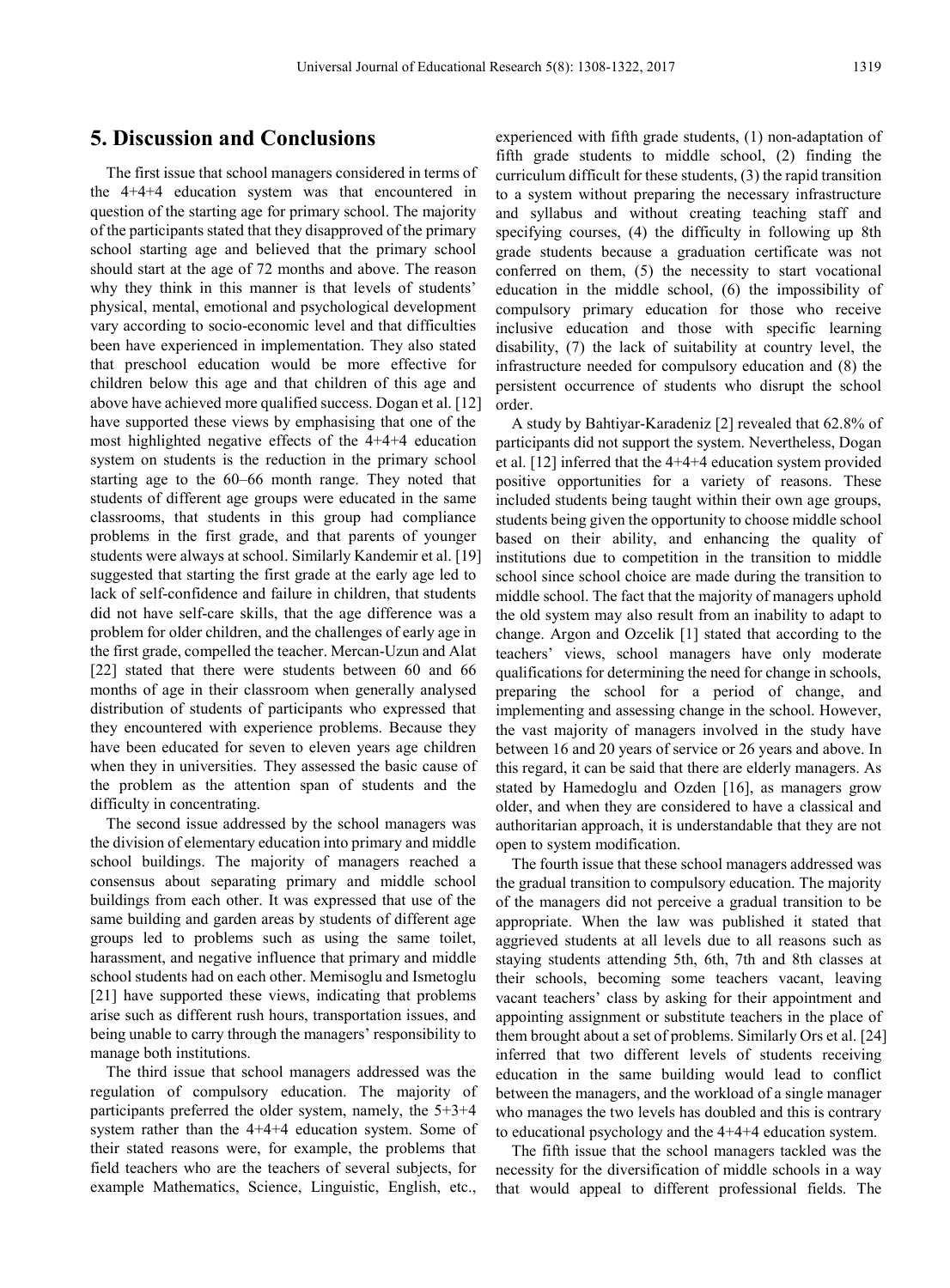## 5. Discussion and Conclusions

The first issue that school managers considered in terms of the 4+4+4 education system was that encountered in question of the starting age for primary school. The majority of the participants stated that they disapproved of the primary school starting age and believed that the primary school should start at the age of 72 months and above. The reason why they think in this manner is that levels of students' physical, mental, emotional and psychological development vary according to socio-economic level and that difficulties been have experienced in implementation. They also stated that preschool education would be more effective for children below this age and that children of this age and above have achieved more qualified success. Dogan et al. [12] have supported these views by emphasising that one of the most highlighted negative effects of the 4+4+4 education system on students is the reduction in the primary school starting age to the 60–66 month range. They noted that students of different age groups were educated in the same classrooms, that students in this group had compliance problems in the first grade, and that parents of younger students were always at school. Similarly Kandemir et al. [19] suggested that starting the first grade at the early age led to lack of self-confidence and failure in children, that students did not have self-care skills, that the age difference was a problem for older children, and the challenges of early age in the first grade, compelled the teacher. Mercan-Uzun and Alat [22] stated that there were students between 60 and 66 months of age in their classroom when generally analysed distribution of students of participants who expressed that they encountered with experience problems. Because they have been educated for seven to eleven years age children when they in universities. They assessed the basic cause of the problem as the attention span of students and the difficulty in concentrating.

The second issue addressed by the school managers was the division of elementary education into primary and middle school buildings. The majority of managers reached a consensus about separating primary and middle school buildings from each other. It was expressed that use of the same building and garden areas by students of different age groups led to problems such as using the same toilet, harassment, and negative influence that primary and middle school students had on each other. Memisoglu and Ismetoglu [21] have supported these views, indicating that problems arise such as different rush hours, transportation issues, and being unable to carry through the managers' responsibility to manage both institutions.

The third issue that school managers addressed was the regulation of compulsory education. The majority of participants preferred the older system, namely, the 5+3+4 system rather than the 4+4+4 education system. Some of their stated reasons were, for example, the problems that field teachers who are the teachers of several subjects, for example Mathematics, Science, Linguistic, English, etc., experienced with fifth grade students, (1) non-adaptation of fifth grade students to middle school, (2) finding the curriculum difficult for these students, (3) the rapid transition to a system without preparing the necessary infrastructure and syllabus and without creating teaching staff and specifying courses, (4) the difficulty in following up 8th grade students because a graduation certificate was not conferred on them, (5) the necessity to start vocational education in the middle school, (6) the impossibility of compulsory primary education for those who receive inclusive education and those with specific learning disability, (7) the lack of suitability at country level, the infrastructure needed for compulsory education and (8) the persistent occurrence of students who disrupt the school order.

A study by Bahtiyar-Karadeniz [2] revealed that 62.8% of participants did not support the system. Nevertheless, Dogan et al. [12] inferred that the 4+4+4 education system provided positive opportunities for a variety of reasons. These included students being taught within their own age groups, students being given the opportunity to choose middle school based on their ability, and enhancing the quality of institutions due to competition in the transition to middle school since school choice are made during the transition to middle school. The fact that the majority of managers uphold the old system may also result from an inability to adapt to change. Argon and Ozcelik [1] stated that according to the teachers' views, school managers have only moderate qualifications for determining the need for change in schools, preparing the school for a period of change, and implementing and assessing change in the school. However, the vast majority of managers involved in the study have between 16 and 20 years of service or 26 years and above. In this regard, it can be said that there are elderly managers. As stated by Hamedoglu and Ozden [16], as managers grow older, and when they are considered to have a classical and authoritarian approach, it is understandable that they are not open to system modification.

The fourth issue that these school managers addressed was the gradual transition to compulsory education. The majority of the managers did not perceive a gradual transition to be appropriate. When the law was published it stated that aggrieved students at all levels due to all reasons such as staying students attending 5th, 6th, 7th and 8th classes at their schools, becoming some teachers vacant, leaving vacant teachers' class by asking for their appointment and appointing assignment or substitute teachers in the place of them brought about a set of problems. Similarly Ors et al. [24] inferred that two different levels of students receiving education in the same building would lead to conflict between the managers, and the workload of a single manager who manages the two levels has doubled and this is contrary to educational psychology and the 4+4+4 education system.

The fifth issue that the school managers tackled was the necessity for the diversification of middle schools in a way that would appeal to different professional fields. The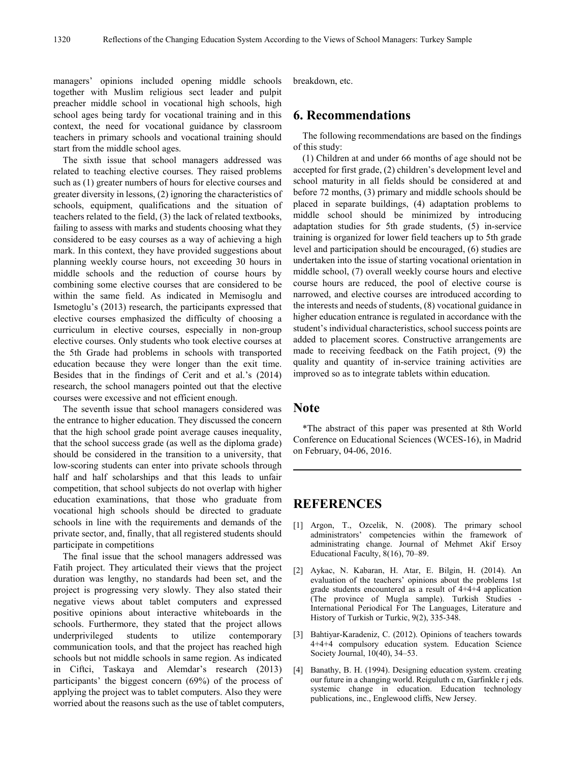managers' opinions included opening middle schools together with Muslim religious sect leader and pulpit preacher middle school in vocational high schools, high school ages being tardy for vocational training and in this context, the need for vocational guidance by classroom teachers in primary schools and vocational training should start from the middle school ages.

The sixth issue that school managers addressed was related to teaching elective courses. They raised problems such as (1) greater numbers of hours for elective courses and greater diversity in lessons, (2) ignoring the characteristics of schools, equipment, qualifications and the situation of teachers related to the field, (3) the lack of related textbooks, failing to assess with marks and students choosing what they considered to be easy courses as a way of achieving a high mark. In this context, they have provided suggestions about planning weekly course hours, not exceeding 30 hours in middle schools and the reduction of course hours by combining some elective courses that are considered to be within the same field. As indicated in Memisoglu and Ismetoglu's (2013) research, the participants expressed that elective courses emphasized the difficulty of choosing a curriculum in elective courses, especially in non-group elective courses. Only students who took elective courses at the 5th Grade had problems in schools with transported education because they were longer than the exit time. Besides that in the findings of Cerit and et al.'s (2014) research, the school managers pointed out that the elective courses were excessive and not efficient enough.

The seventh issue that school managers considered was the entrance to higher education. They discussed the concern that the high school grade point average causes inequality, that the school success grade (as well as the diploma grade) should be considered in the transition to a university, that low-scoring students can enter into private schools through half and half scholarships and that this leads to unfair competition, that school subjects do not overlap with higher education examinations, that those who graduate from vocational high schools should be directed to graduate schools in line with the requirements and demands of the private sector, and, finally, that all registered students should participate in competitions

The final issue that the school managers addressed was Fatih project. They articulated their views that the project duration was lengthy, no standards had been set, and the project is progressing very slowly. They also stated their negative views about tablet computers and expressed positive opinions about interactive whiteboards in the schools. Furthermore, they stated that the project allows underprivileged students to utilize contemporary communication tools, and that the project has reached high schools but not middle schools in same region. As indicated in Ciftci, Taskaya and Alemdar's research (2013) participants' the biggest concern (69%) of the process of applying the project was to tablet computers. Also they were worried about the reasons such as the use of tablet computers, breakdown, etc.

## 6. Recommendations

The following recommendations are based on the findings of this study:

(1) Children at and under 66 months of age should not be accepted for first grade, (2) children's development level and school maturity in all fields should be considered at and before 72 months, (3) primary and middle schools should be placed in separate buildings, (4) adaptation problems to middle school should be minimized by introducing adaptation studies for 5th grade students, (5) in-service training is organized for lower field teachers up to 5th grade level and participation should be encouraged, (6) studies are undertaken into the issue of starting vocational orientation in middle school, (7) overall weekly course hours and elective course hours are reduced, the pool of elective course is narrowed, and elective courses are introduced according to the interests and needs of students, (8) vocational guidance in higher education entrance is regulated in accordance with the student's individual characteristics, school success points are added to placement scores. Constructive arrangements are made to receiving feedback on the Fatih project, (9) the quality and quantity of in-service training activities are improved so as to integrate tablets within education.

## Note

*The abstract of this paper was presented at 8th World Conference on Educational Sciences (WCES-16), in Madrid on February, 04-06, 2016.

## REFERENCES

[1] Argon, T., Ozcelik, N. (2008). The primary school administrators' competencies within the framework of administrating change. Journal of Mehmet Akif Ersoy Educational Faculty, 8(16), 70–89.

[2] Aykac, N. Kabaran, H. Atar, E. Bilgin, H. (2014). An evaluation of the teachers' opinions about the problems 1st grade students encountered as a result of 4+4+4 application (The province of Mugla sample). Turkish Studies - International Periodical For The Languages, Literature and History of Turkish or Turkic, 9(2), 335-348.

[3] Bahtiyar-Karadeniz, C. (2012). Opinions of teachers towards 4+4+4 compulsory education system. Education Science Society Journal, 10(40), 34–53.

[4] Banathy, B. H. (1994). Designing education system. creating our future in a changing world. Reiguluth c m, Garfinkle r j eds. systemic change in education. Education technology publications, inc., Englewood cliffs, New Jersey.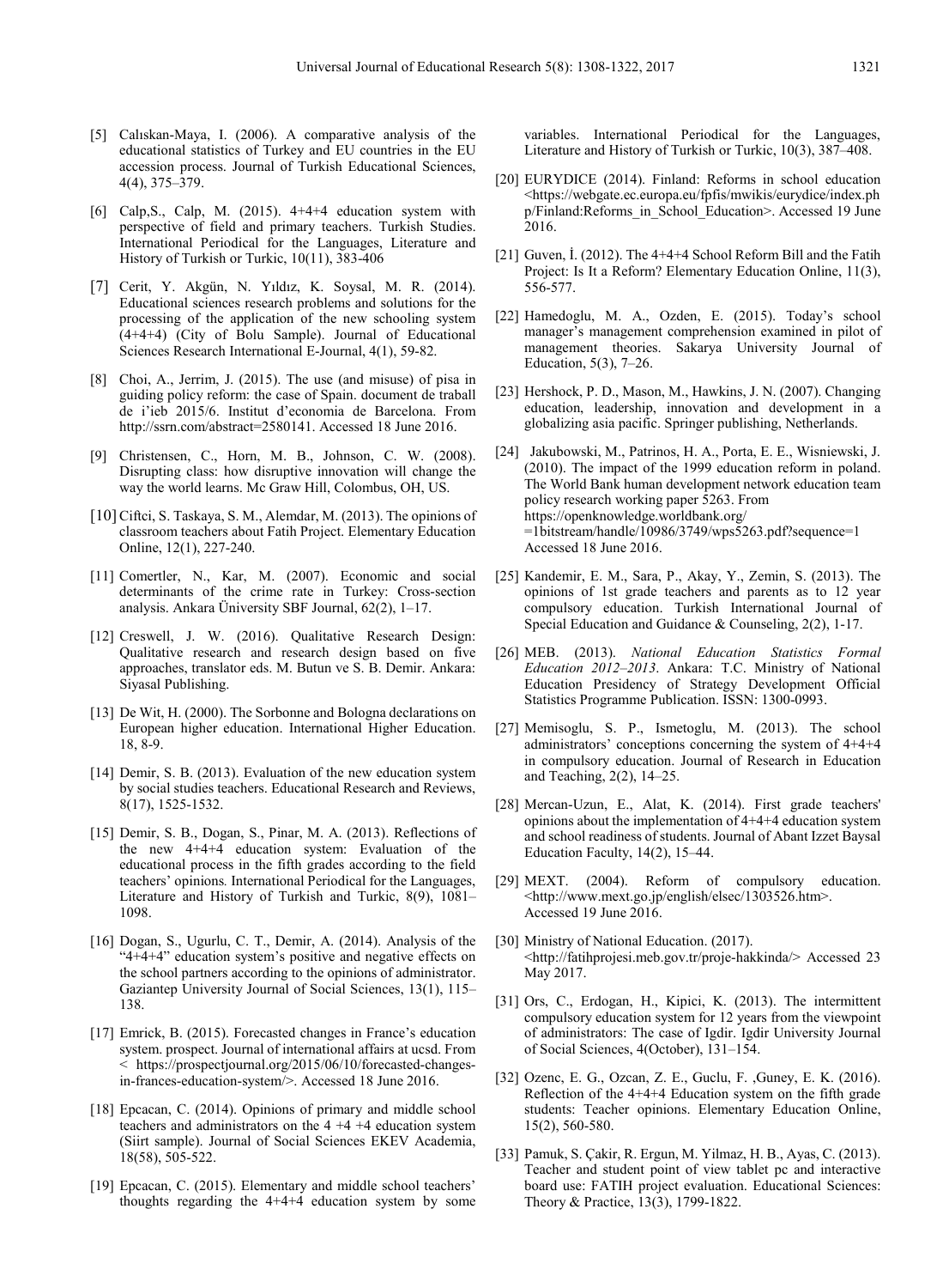[5] Calıskan-Maya, I. (2006). A comparative analysis of the educational statistics of Turkey and EU countries in the EU accession process. Journal of Turkish Educational Sciences, 4(4), 375–379.

[6] Calp,S., Calp, M. (2015). 4+4+4 education system with perspective of field and primary teachers. Turkish Studies. International Periodical for the Languages, Literature and History of Turkish or Turkic, 10(11), 383-406

[7] Cerit, Y. Akgün, N. Yıldız, K. Soysal, M. R. (2014). Educational sciences research problems and solutions for the processing of the application of the new schooling system (4+4+4) (City of Bolu Sample). Journal of Educational Sciences Research International E-Journal, 4(1), 59-82.

[8] Choi, A., Jerrim, J. (2015). The use (and misuse) of pisa in guiding policy reform: the case of Spain. document de traball de i'ieb 2015/6. Institut d'economia de Barcelona. From http://ssrn.com/abstract=2580141. Accessed 18 June 2016.

[9] Christensen, C., Horn, M. B., Johnson, C. W. (2008). Disrupting class: how disruptive innovation will change the way the world learns. Mc Graw Hill, Colombus, OH, US.

[10] Ciftci, S. Taskaya, S. M., Alemdar, M. (2013). The opinions of classroom teachers about Fatih Project. Elementary Education Online, 12(1), 227-240.

[11] Comertler, N., Kar, M. (2007). Economic and social determinants of the crime rate in Turkey: Cross-section analysis. Ankara Üniversity SBF Journal, 62(2), 1–17.

[12] Creswell, J. W. (2016). Qualitative Research Design: Qualitative research and research design based on five approaches, translator eds. M. Butun ve S. B. Demir. Ankara: Siyasal Publishing.

[13] De Wit, H. (2000). The Sorbonne and Bologna declarations on European higher education. International Higher Education. 18, 8-9.

[14] Demir, S. B. (2013). Evaluation of the new education system by social studies teachers. Educational Research and Reviews, 8(17), 1525-1532.

[15] Demir, S. B., Dogan, S., Pinar, M. A. (2013). Reflections of the new 4+4+4 education system: Evaluation of the educational process in the fifth grades according to the field teachers' opinions. International Periodical for the Languages, Literature and History of Turkish and Turkic, 8(9), 1081–1098.

[16] Dogan, S., Ugurlu, C. T., Demir, A. (2014). Analysis of the "4+4+4" education system's positive and negative effects on the school partners according to the opinions of administrator. Gaziantep University Journal of Social Sciences, 13(1), 115–138.

[17] Emrick, B. (2015). Forecasted changes in France's education system. prospect. Journal of international affairs at ucsd. From < https://prospectjournal.org/2015/06/10/forecasted-changes-in-frances-education-system/>. Accessed 18 June 2016.

[18] Epcacan, C. (2014). Opinions of primary and middle school teachers and administrators on the 4 +4 +4 education system (Siirt sample). Journal of Social Sciences EKEV Academia, 18(58), 505-522.

[19] Epcacan, C. (2015). Elementary and middle school teachers' thoughts regarding the 4+4+4 education system by some variables. International Periodical for the Languages, Literature and History of Turkish or Turkic, 10(3), 387–408.

[20] EURYDICE (2014). Finland: Reforms in school education <https://webgate.ec.europa.eu/fpfis/mwikis/eurydice/index.php/Finland:Reforms_in_School_Education>. Accessed 19 June 2016.

[21] Guven, İ. (2012). The 4+4+4 School Reform Bill and the Fatih Project: Is It a Reform? Elementary Education Online, 11(3), 556-577.

[22] Hamedoglu, M. A., Ozden, E. (2015). Today's school manager's management comprehension examined in pilot of management theories. Sakarya University Journal of Education, 5(3), 7–26.

[23] Hershock, P. D., Mason, M., Hawkins, J. N. (2007). Changing education, leadership, innovation and development in a globalizing asia pacific. Springer publishing, Netherlands.

[24] Jakubowski, M., Patrinos, H. A., Porta, E. E., Wisniewski, J. (2010). The impact of the 1999 education reform in poland. The World Bank human development network education team policy research working paper 5263. From https://openknowledge.worldbank.org/ =1bitstream/handle/10986/3749/wps5263.pdf?sequence=1 Accessed 18 June 2016.

[25] Kandemir, E. M., Sara, P., Akay, Y., Zemin, S. (2013). The opinions of 1st grade teachers and parents as to 12 year compulsory education. Turkish International Journal of Special Education and Guidance & Counseling, 2(2), 1-17.

[26] MEB. (2013). *National Education Statistics Formal Education 2012–2013*. Ankara: T.C. Ministry of National Education Presidency of Strategy Development Official Statistics Programme Publication. ISSN: 1300-0993.

[27] Memisoglu, S. P., Ismetoglu, M. (2013). The school administrators' conceptions concerning the system of 4+4+4 in compulsory education. Journal of Research in Education and Teaching, 2(2), 14–25.

[28] Mercan-Uzun, E., Alat, K. (2014). First grade teachers' opinions about the implementation of 4+4+4 education system and school readiness of students. Journal of Abant Izzet Baysal Education Faculty, 14(2), 15–44.

[29] MEXT. (2004). Reform of compulsory education. <http://www.mext.go.jp/english/elsec/1303526.htm>. Accessed 19 June 2016.

[30] Ministry of National Education. (2017). <http://fatihprojesi.meb.gov.tr/proje-hakkinda/> Accessed 23 May 2017.

[31] Ors, C., Erdogan, H., Kipici, K. (2013). The intermittent compulsory education system for 12 years from the viewpoint of administrators: The case of Igdir. Igdir University Journal of Social Sciences, 4(October), 131–154.

[32] Ozenc, E. G., Ozcan, Z. E., Guclu, F. ,Guney, E. K. (2016). Reflection of the 4+4+4 Education system on the fifth grade students: Teacher opinions. Elementary Education Online, 15(2), 560-580.

[33] Pamuk, S. Çakir, R. Ergun, M. Yilmaz, H. B., Ayas, C. (2013). Teacher and student point of view tablet pc and interactive board use: FATIH project evaluation. Educational Sciences: Theory & Practice, 13(3), 1799-1822.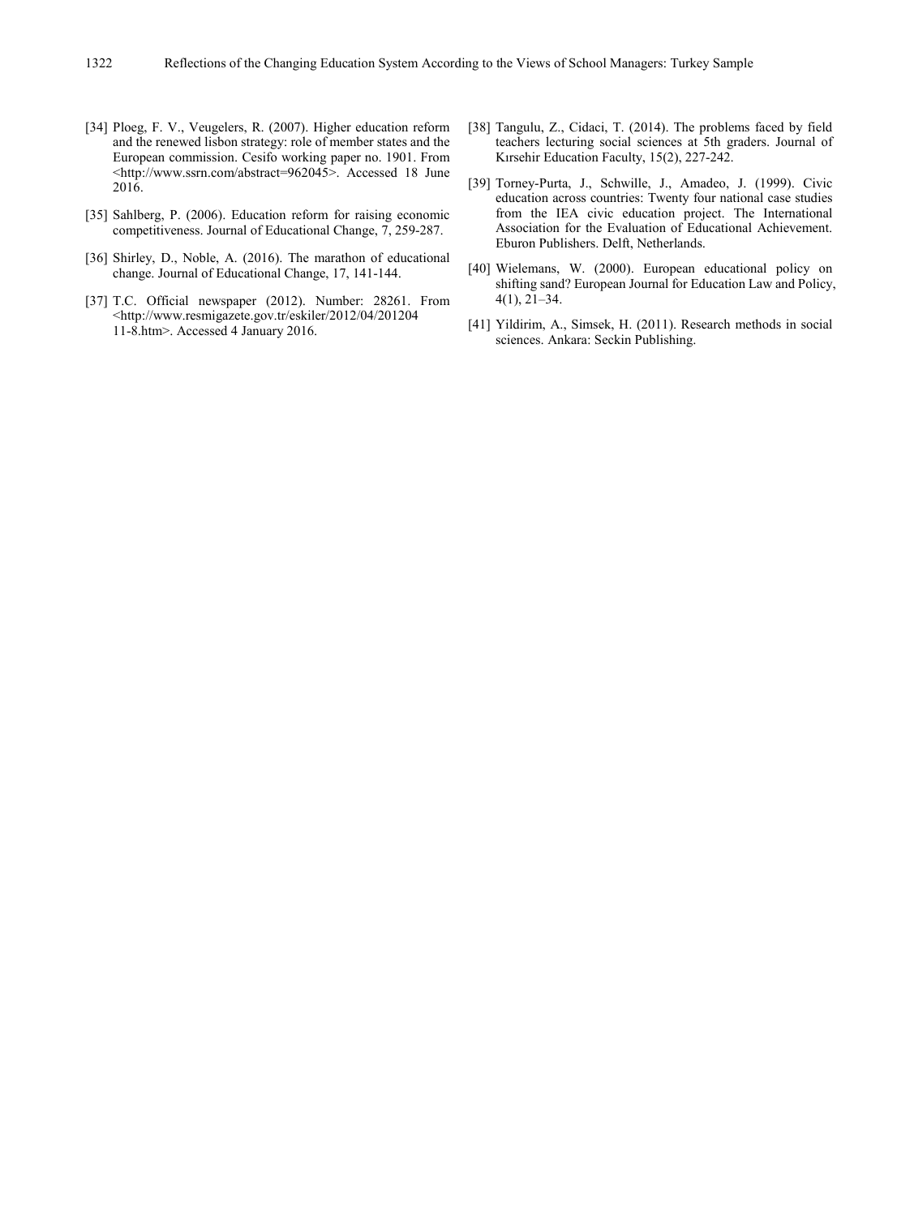[34] Ploeg, F. V., Veugelers, R. (2007). Higher education reform and the renewed lisbon strategy: role of member states and the European commission. Cesifo working paper no. 1901. From <http://www.ssrn.com/abstract=962045>. Accessed 18 June 2016.

[35] Sahlberg, P. (2006). Education reform for raising economic competitiveness. Journal of Educational Change, 7, 259-287.

[36] Shirley, D., Noble, A. (2016). The marathon of educational change. Journal of Educational Change, 17, 141-144.

[37] T.C. Official newspaper (2012). Number: 28261. From <http://www.resmigazete.gov.tr/eskiler/2012/04/201204 11-8.htm>. Accessed 4 January 2016.

[38] Tangulu, Z., Cidaci, T. (2014). The problems faced by field teachers lecturing social sciences at 5th graders. Journal of Kırsehir Education Faculty, 15(2), 227-242.

[39] Torney-Purta, J., Schwille, J., Amadeo, J. (1999). Civic education across countries: Twenty four national case studies from the IEA civic education project. The International Association for the Evaluation of Educational Achievement. Eburon Publishers. Delft, Netherlands.

[40] Wielemans, W. (2000). European educational policy on shifting sand? European Journal for Education Law and Policy, 4(1), 21–34.

[41] Yildirim, A., Simsek, H. (2011). Research methods in social sciences. Ankara: Seckin Publishing.